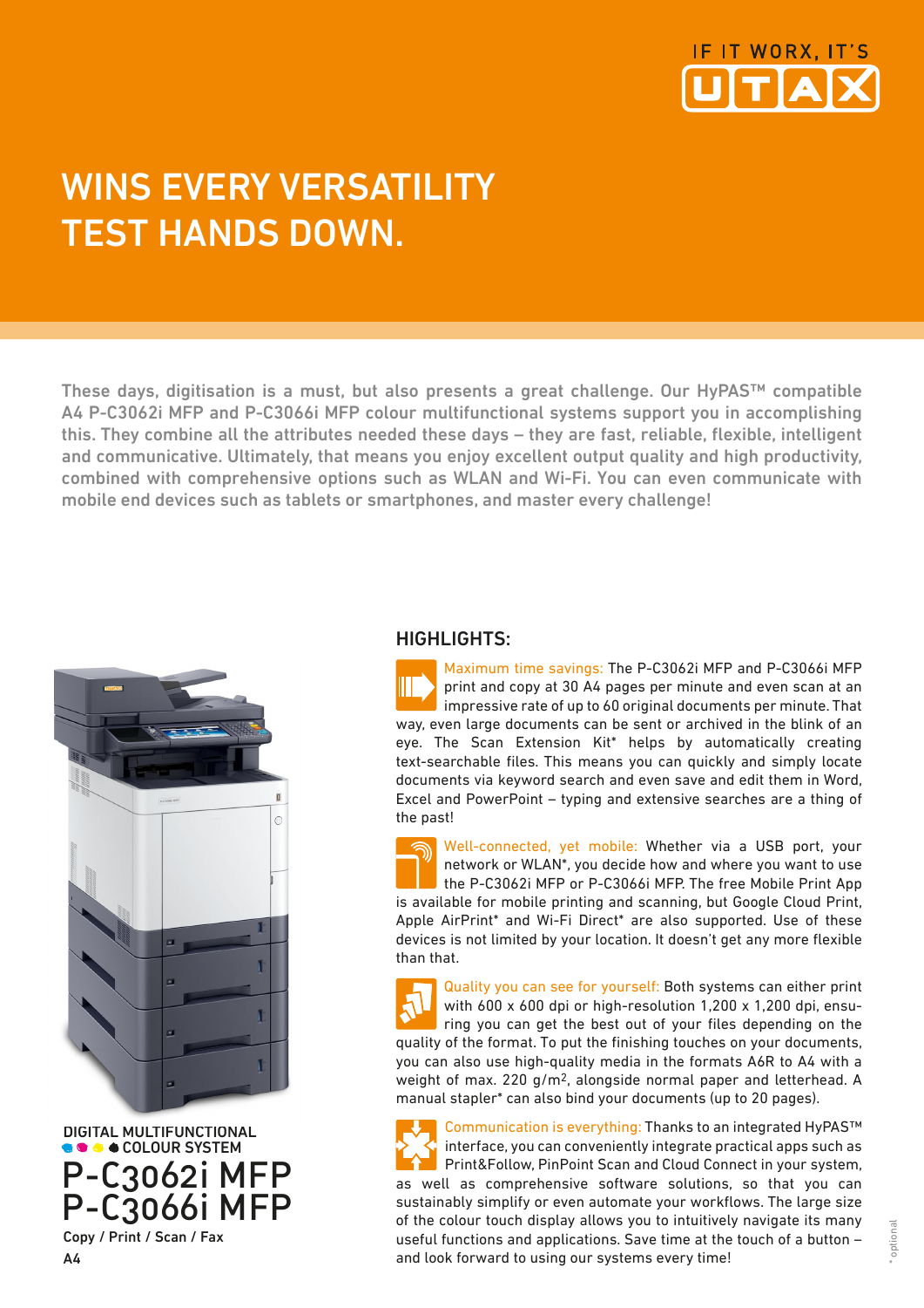IF IT WORX, IT'S UTAX

# WINS EVERY VERSATILITY TEST HANDS DOWN.

These days, digitisation is a must, but also presents a great challenge. Our HyPAS™ compatible A4 P-C3062i MFP and P-C3066i MFP colour multifunctional systems support you in accomplishing this. They combine all the attributes needed these days – they are fast, reliable, flexible, intelligent and communicative. Ultimately, that means you enjoy excellent output quality and high productivity, combined with comprehensive options such as WLAN and Wi-Fi. You can even communicate with mobile end devices such as tablets or smartphones, and master every challenge!

DIGITAL MULTIFUNCTIONAL COLOUR SYSTEM

# P-C3062i MFP
# P-C3066i MFP

Copy / Print / Scan / Fax

A4

## HIGHLIGHTS:

**Maximum time savings:** The P-C3062i MFP and P-C3066i MFP print and copy at 30 A4 pages per minute and even scan at an impressive rate of up to 60 original documents per minute. That way, even large documents can be sent or archived in the blink of an eye. The Scan Extension Kit* helps by automatically creating text-searchable files. This means you can quickly and simply locate documents via keyword search and even save and edit them in Word, Excel and PowerPoint – typing and extensive searches are a thing of the past!

**Well-connected, yet mobile:** Whether via a USB port, your network or WLAN*, you decide how and where you want to use the P-C3062i MFP or P-C3066i MFP. The free Mobile Print App is available for mobile printing and scanning, but Google Cloud Print, Apple AirPrint* and Wi-Fi Direct* are also supported. Use of these devices is not limited by your location. It doesn't get any more flexible than that.

**Quality you can see for yourself:** Both systems can either print with 600 x 600 dpi or high-resolution 1,200 x 1,200 dpi, ensuring you can get the best out of your files depending on the quality of the format. To put the finishing touches on your documents, you can also use high-quality media in the formats A6R to A4 with a weight of max. 220 g/m², alongside normal paper and letterhead. A manual stapler* can also bind your documents (up to 20 pages).

**Communication is everything:** Thanks to an integrated HyPAS™ interface, you can conveniently integrate practical apps such as Print&Follow, PinPoint Scan and Cloud Connect in your system, as well as comprehensive software solutions, so that you can sustainably simplify or even automate your workflows. The large size of the colour touch display allows you to intuitively navigate its many useful functions and applications. Save time at the touch of a button – and look forward to using our systems every time!

* optional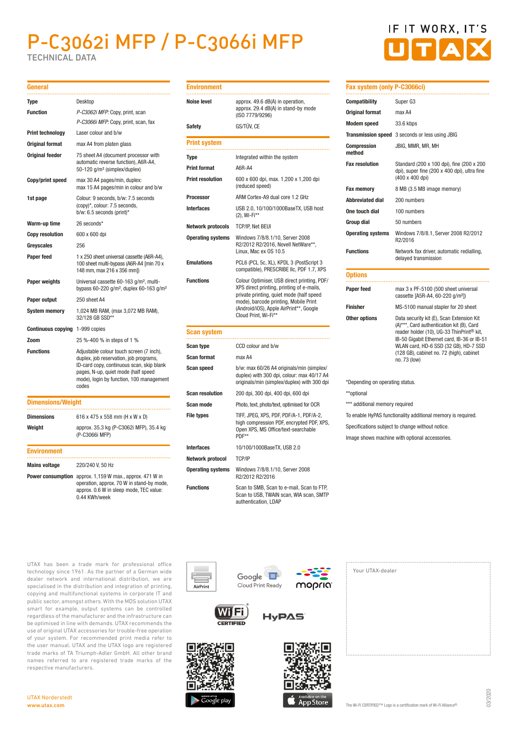# P-C3062i MFP / P-C3066i MFP

TECHNICAL DATA

IF IT WORX, IT'S UTAX

## General

| | |
|---|---|
| **Type** | Desktop |
| **Function** | *P-C3062i MFP:* Copy, print, scan<br>*P-C3066i MFP:* Copy, print, scan, fax |
| **Print technology** | Laser colour and b/w |
| **Original format** | max A4 from platen glass |
| **Original feeder** | 75 sheet A4 (document processor with automatic reverse function), A6R-A4, 50-120 g/m² (simplex/duplex) |
| **Copy/print speed** | max 30 A4 pages/min, duplex: max 15 A4 pages/min in colour and b/w |
| **1st page** | Colour: 9 seconds, b/w: 7.5 seconds (copy)*, colour: 7.5 seconds, b/w: 6.5 seconds (print)* |
| **Warm-up time** | 26 seconds* |
| **Copy resolution** | 600 x 600 dpi |
| **Greyscales** | 256 |
| **Paper feed** | 1 x 250 sheet universal cassette (A6R-A4), 100 sheet multi-bypass (A6R-A4 [min 70 x 148 mm, max 216 x 356 mm]) |
| **Paper weights** | Universal cassette 60-163 g/m², multi-bypass 60-220 g/m², duplex 60-163 g/m² |
| **Paper output** | 250 sheet A4 |
| **System memory** | 1,024 MB RAM, (max 3,072 MB RAM), 32/128 GB SSD** |
| **Continuous copying** | 1-999 copies |
| **Zoom** | 25 %-400 % in steps of 1 % |
| **Functions** | Adjustable colour touch screen (7 inch), duplex, job reservation, job programs, ID-card copy, continuous scan, skip blank pages, N-up, quiet mode (half speed mode), login by function, 100 management codes |

## Dimensions/Weight

| | |
|---|---|
| **Dimensions** | 616 x 475 x 558 mm (H x W x D) |
| **Weight** | approx. 35.3 kg (P-C3062i MFP), 35.4 kg (P-C3066i MFP) |

## Environment

| | |
|---|---|
| **Mains voltage** | 220/240 V, 50 Hz |
| **Power consumption** | approx. 1,159 W max., approx. 471 W in operation, approx. 70 W in stand-by mode, approx. 0.6 W in sleep mode, TEC value: 0.44 KWh/week |

## Environment

| | |
|---|---|
| **Noise level** | approx. 49.6 dB(A) in operation, approx. 29.4 dB(A) in stand-by mode (ISO 7779/9296) |
| **Safety** | GS/TÜV, CE |

## Print system

| | |
|---|---|
| **Type** | Integrated within the system |
| **Print format** | A6R-A4 |
| **Print resolution** | 600 x 600 dpi, max. 1,200 x 1,200 dpi (reduced speed) |
| **Processor** | ARM Cortex-A9 dual core 1.2 GHz |
| **Interfaces** | USB 2.0, 10/100/1000BaseTX, USB host (2), Wi-Fi** |
| **Network protocols** | TCP/IP, Net BEUI |
| **Operating systems** | Windows 7/8/8.1/10, Server 2008 R2/2012 R2/2016, Novell NetWare**, Linux, Mac ex OS 10.5 |
| **Emulations** | PCL6 (PCL 5c, XL), KPDL 3 (PostScript 3 compatible), PRESCRIBE IIc, PDF 1.7, XPS |
| **Functions** | Colour Optimiser, USB direct printing, PDF/XPS direct printing, printing of e-mails, private printing, quiet mode (half speed mode), barcode printing, Mobile Print (Android/iOS), Apple AirPrint**, Google Cloud Print, Wi-Fi** |

## Scan system

| | |
|---|---|
| **Scan type** | CCD colour and b/w |
| **Scan format** | max A4 |
| **Scan speed** | b/w: max 60/26 A4 originals/min (simplex/duplex) with 300 dpi, colour: max 40/17 A4 originals/min (simplex/duplex) with 300 dpi |
| **Scan resolution** | 200 dpi, 300 dpi, 400 dpi, 600 dpi |
| **Scan mode** | Photo, text, photo/text, optimised for OCR |
| **File types** | TIFF, JPEG, XPS, PDF, PDF/A-1, PDF/A-2, high compression PDF, encrypted PDF, XPS, Open XPS, MS Office/text-searchable PDF** |
| **Interfaces** | 10/100/1000BaseTX, USB 2.0 |
| **Network protocol** | TCP/IP |
| **Operating systems** | Windows 7/8/8.1/10, Server 2008 R2/2012 R2/2016 |
| **Functions** | Scan to SMB, Scan to e-mail, Scan to FTP, Scan to USB, TWAIN scan, WIA scan, SMTP authentication, LDAP |

## Fax system (only P-C3066ci)

| | |
|---|---|
| **Compatibility** | Super G3 |
| **Original format** | max A4 |
| **Modem speed** | 33.6 kbps |
| **Transmission speed** | 3 seconds or less using JBIG |
| **Compression method** | JBIG, MMR, MR, MH |
| **Fax resolution** | Standard (200 x 100 dpi), fine (200 x 200 dpi), super fine (200 x 400 dpi), ultra fine (400 x 400 dpi) |
| **Fax memory** | 8 MB (3.5 MB image memory) |
| **Abbreviated dial** | 200 numbers |
| **One touch dial** | 100 numbers |
| **Group dial** | 50 numbers |
| **Operating systems** | Windows 7/8/8.1, Server 2008 R2/2012 R2/2016 |
| **Functions** | Network fax driver, automatic redialling, delayed transmission |

## Options

| | |
|---|---|
| **Paper feed** | max 3 x PF-5100 (500 sheet universal cassette [A5R-A4, 60-220 g/m²]) |
| **Finisher** | MS-5100 manual stapler for 20 sheet |
| **Other options** | Data security kit (E), Scan Extension Kit (A)***, Card authentication kit (B), Card reader holder (10), UG-33 ThinPrint® kit, IB-50 Gigabit Ethernet card, IB-36 or IB-51 WLAN card, HD-6 SSD (32 GB), HD-7 SSD (128 GB), cabinet no. 72 (high), cabinet no. 73 (low) |

*Depending on operating status.

**optional

*** additional memory required

To enable HyPAS functionality additional memory is required.

Specifications subject to change without notice.

Image shows machine with optional accessories.

UTAX has been a trade mark for professional office technology since 1961. As the partner of a German wide dealer network and international distribution, we are specialised in the distribution and integration of printing, copying and multifunctional systems in corporate IT and public sector, amongst others. With the MDS solution UTAX smart for example, output systems can be controlled regardless of the manufacturer and the infrastructure can be optimised in line with demands. UTAX recommends the use of original UTAX accessories for trouble-free operation of your system. For recommended print media refer to the user manual. UTAX and the UTAX logo are registered trade marks of TA Triumph-Adler GmbH. All other brand names referred to are registered trade marks of the respective manufacturers.

UTAX Norderstedt
www.utax.com

AirPrint · Google Cloud Print Ready · mopria · Wi-Fi CERTIFIED · HyPAS

Google play · App Store

Your UTAX-dealer

The Wi-Fi CERTIFIED™ Logo is a certification mark of Wi-Fi Alliance®

03/2020